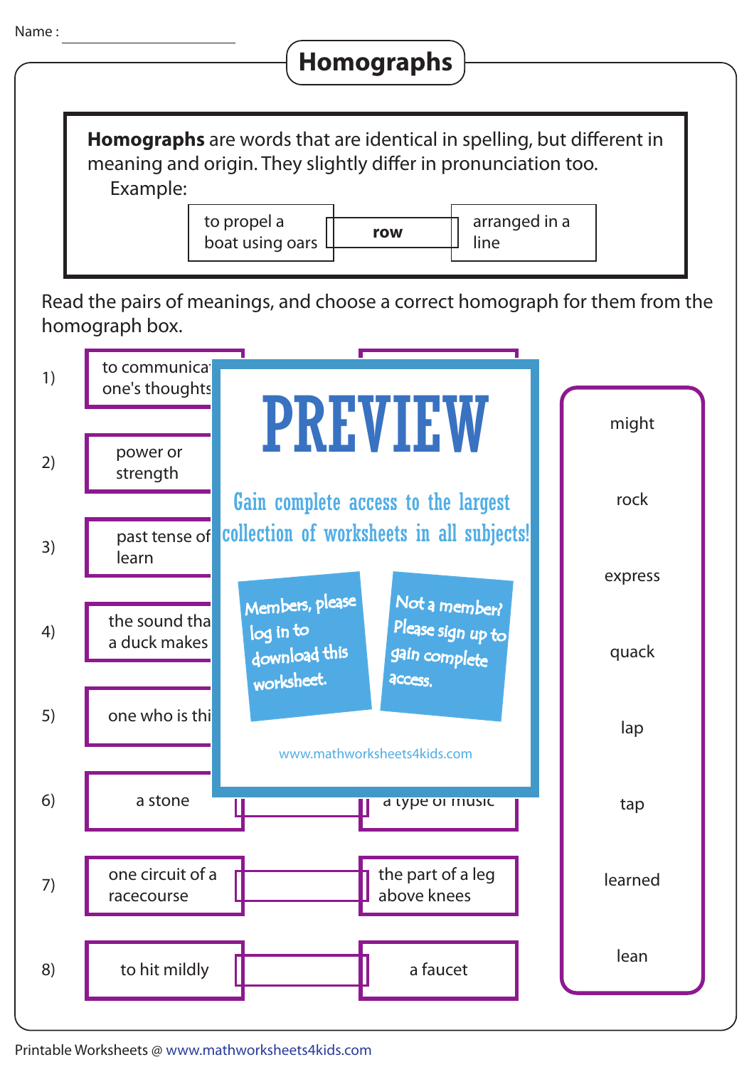Name : ____________________

# Homographs

**Homographs** are words that are identical in spelling, but different in meaning and origin. They slightly differ in pronunciation too.

Example:

| to propel a boat using oars | **row** | arranged in a line |
|---|---|---|

Read the pairs of meanings, and choose a correct homograph for them from the homograph box.

| | Meaning 1 | Homograph | Meaning 2 |
|---|---|---|---|
| 1) | to communica one's thoughts | | |
| 2) | power or strength | | |
| 3) | past tense of learn | | |
| 4) | the sound tha a duck makes | | |
| 5) | one who is thi | | |
| 6) | a stone | | a type of music |
| 7) | one circuit of a racecourse | | the part of a leg above knees |
| 8) | to hit mildly | | a faucet |

**Homograph box:**

- might
- rock
- express
- quack
- lap
- tap
- learned
- lean

PREVIEW

Gain complete access to the largest collection of worksheets in all subjects!

Members, please log in to download this worksheet.

Not a member? Please sign up to gain complete access.

www.mathworksheets4kids.com

Printable Worksheets @ www.mathworksheets4kids.com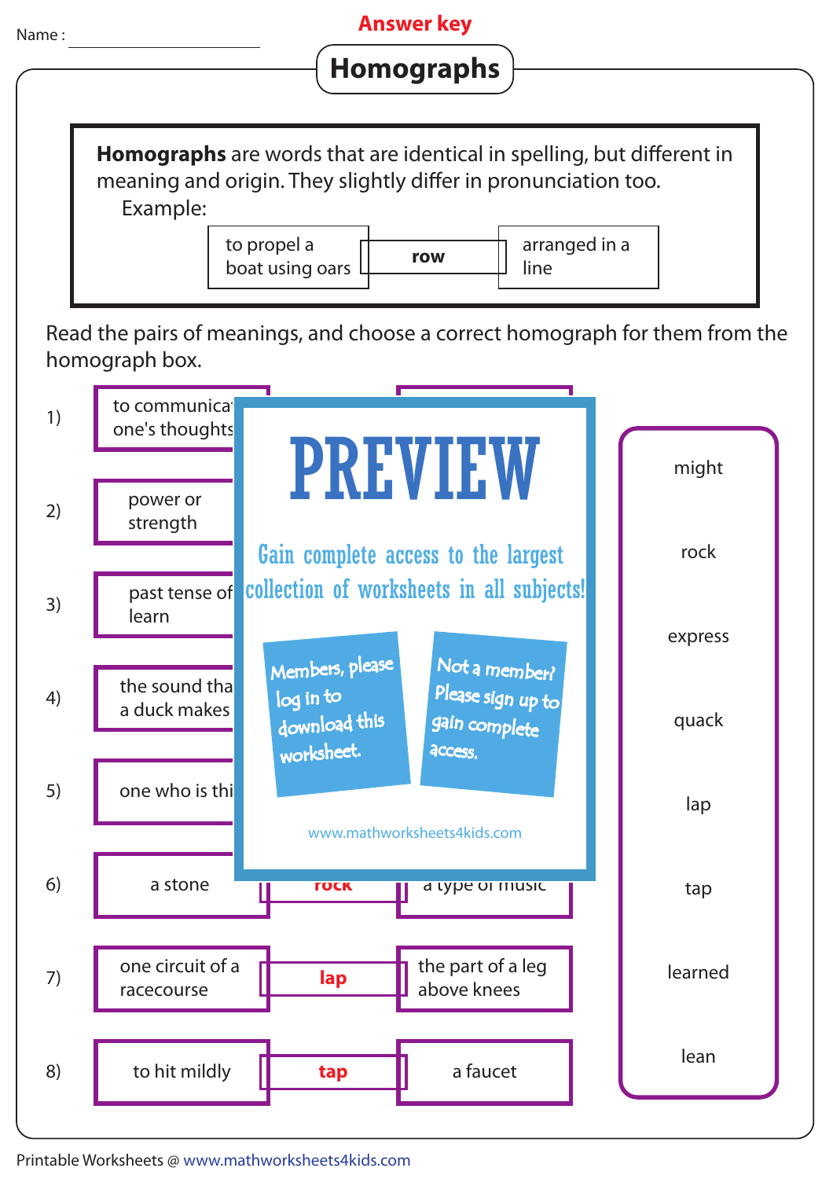Name : ____________

**Answer key**

# Homographs

**Homographs** are words that are identical in spelling, but different in meaning and origin. They slightly differ in pronunciation too.

Example:

| | | |
|---|---|---|
| to propel a boat using oars | **row** | arranged in a line |

Read the pairs of meanings, and choose a correct homograph for them from the homograph box.

| | | | |
|---|---|---|---|
| 1) | to communica one's thoughts | | |
| 2) | power or strength | | |
| 3) | past tense of learn | | |
| 4) | the sound tha a duck makes | | |
| 5) | one who is thi | | |
| 6) | a stone | **rock** | a type of music |
| 7) | one circuit of a racecourse | **lap** | the part of a leg above knees |
| 8) | to hit mildly | **tap** | a faucet |

**Homograph box:**

might
rock
express
quack
lap
tap
learned
lean

PREVIEW

Gain complete access to the largest collection of worksheets in all subjects!

Members, please log in to download this worksheet.

Not a member? Please sign up to gain complete access.

www.mathworksheets4kids.com

Printable Worksheets @ www.mathworksheets4kids.com